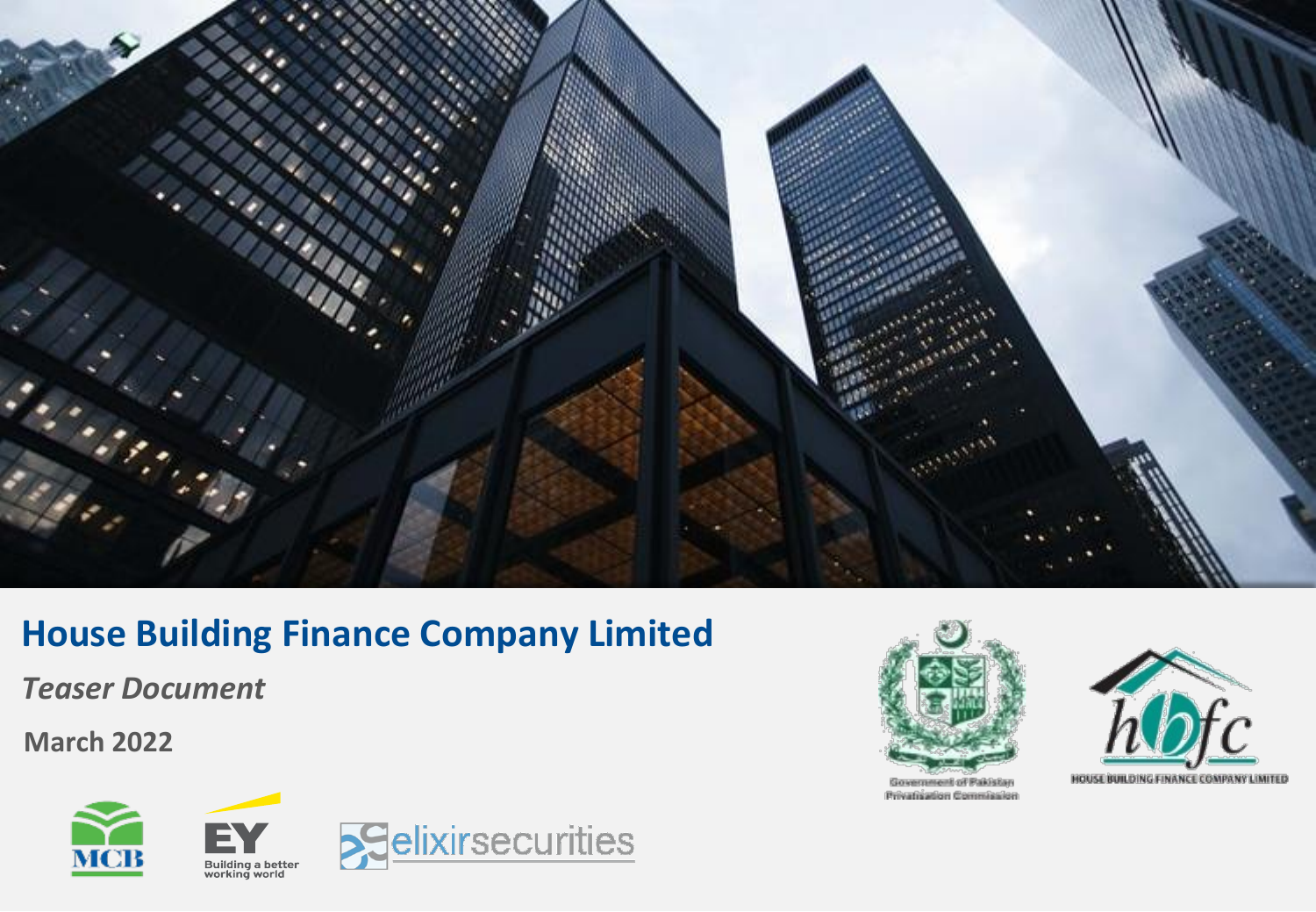# House Building Finance Company Limited

*Teaser Document*

**March 2022**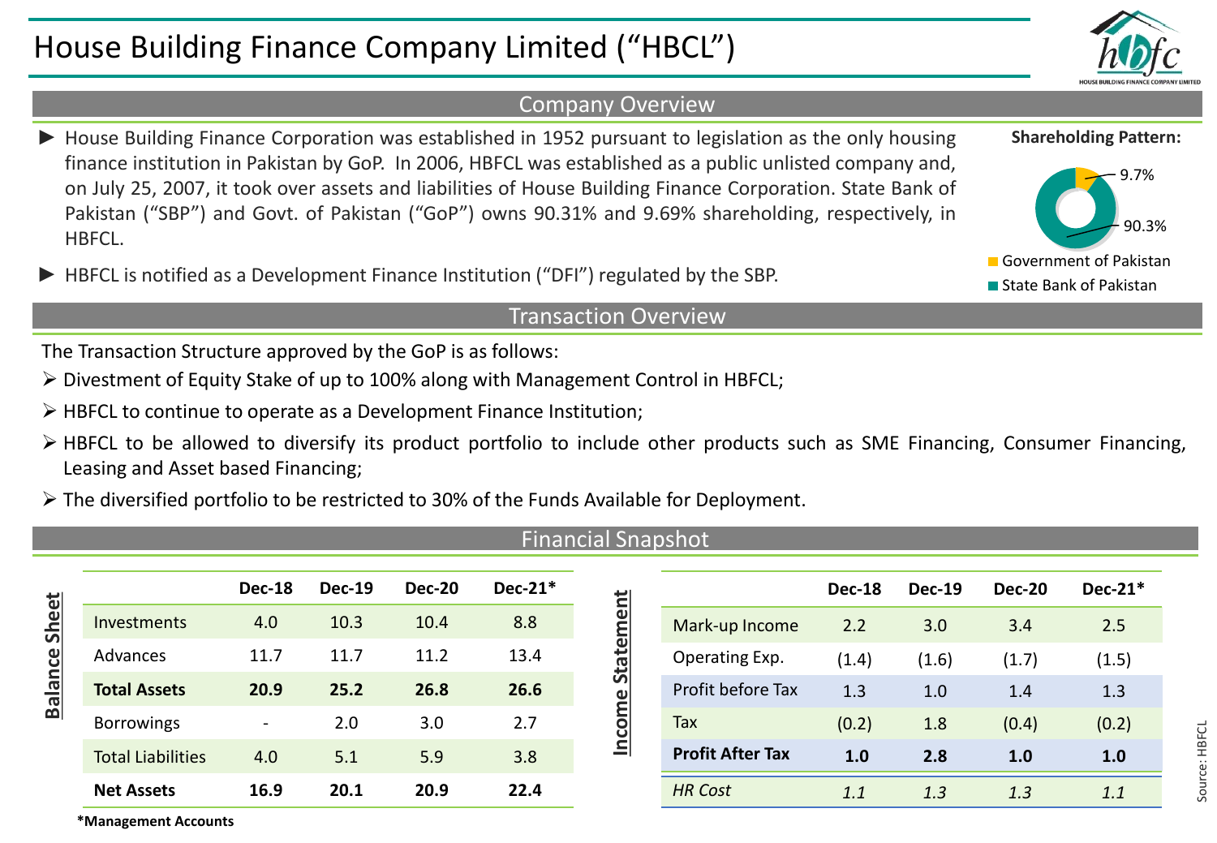# House Building Finance Company Limited ("HBCL")

## Company Overview

- House Building Finance Corporation was established in 1952 pursuant to legislation as the only housing finance institution in Pakistan by GoP. In 2006, HBFCL was established as a public unlisted company and, on July 25, 2007, it took over assets and liabilities of House Building Finance Corporation. State Bank of Pakistan ("SBP") and Govt. of Pakistan ("GoP") owns 90.31% and 9.69% shareholding, respectively, in HBFCL.
- HBFCL is notified as a Development Finance Institution ("DFI") regulated by the SBP.

**Shareholding Pattern:**

- Government of Pakistan: 9.7%
- State Bank of Pakistan: 90.3%

## Transaction Overview

The Transaction Structure approved by the GoP is as follows:

- Divestment of Equity Stake of up to 100% along with Management Control in HBFCL;
- HBFCL to continue to operate as a Development Finance Institution;
- HBFCL to be allowed to diversify its product portfolio to include other products such as SME Financing, Consumer Financing, Leasing and Asset based Financing;
- The diversified portfolio to be restricted to 30% of the Funds Available for Deployment.

## Financial Snapshot

**Balance Sheet**

| | Dec-18 | Dec-19 | Dec-20 | Dec-21* |
|---|---|---|---|---|
| Investments | 4.0 | 10.3 | 10.4 | 8.8 |
| Advances | 11.7 | 11.7 | 11.2 | 13.4 |
| **Total Assets** | **20.9** | **25.2** | **26.8** | **26.6** |
| Borrowings | - | 2.0 | 3.0 | 2.7 |
| Total Liabilities | 4.0 | 5.1 | 5.9 | 3.8 |
| **Net Assets** | **16.9** | **20.1** | **20.9** | **22.4** |

**Income Statement**

| | Dec-18 | Dec-19 | Dec-20 | Dec-21* |
|---|---|---|---|---|
| Mark-up Income | 2.2 | 3.0 | 3.4 | 2.5 |
| Operating Exp. | (1.4) | (1.6) | (1.7) | (1.5) |
| Profit before Tax | 1.3 | 1.0 | 1.4 | 1.3 |
| Tax | (0.2) | 1.8 | (0.4) | (0.2) |
| **Profit After Tax** | **1.0** | **2.8** | **1.0** | **1.0** |
| *HR Cost* | *1.1* | *1.3* | *1.3* | *1.1* |

***Management Accounts**

Source: HBFCL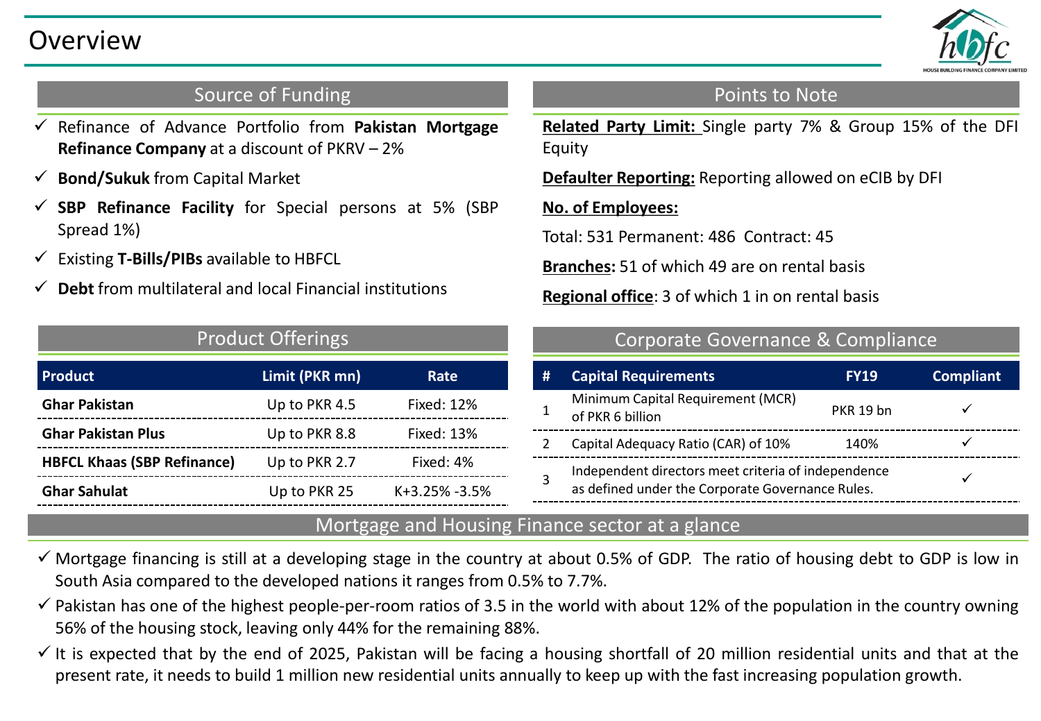# Overview

## Source of Funding

- ✓ Refinance of Advance Portfolio from **Pakistan Mortgage Refinance Company** at a discount of PKRV – 2%
- ✓ **Bond/Sukuk** from Capital Market
- ✓ **SBP Refinance Facility** for Special persons at 5% (SBP Spread 1%)
- ✓ Existing **T-Bills/PIBs** available to HBFCL
- ✓ **Debt** from multilateral and local Financial institutions

## Points to Note

**Related Party Limit:** Single party 7% & Group 15% of the DFI Equity

**Defaulter Reporting:** Reporting allowed on eCIB by DFI

**No. of Employees:**

Total: 531 Permanent: 486 Contract: 45

**Branches:** 51 of which 49 are on rental basis

**Regional office**: 3 of which 1 in on rental basis

## Product Offerings

| Product | Limit (PKR mn) | Rate |
|---|---|---|
| **Ghar Pakistan** | Up to PKR 4.5 | Fixed: 12% |
| **Ghar Pakistan Plus** | Up to PKR 8.8 | Fixed: 13% |
| **HBFCL Khaas (SBP Refinance)** | Up to PKR 2.7 | Fixed: 4% |
| **Ghar Sahulat** | Up to PKR 25 | K+3.25% -3.5% |

## Corporate Governance & Compliance

| # | Capital Requirements | FY19 | Compliant |
|---|---|---|---|
| 1 | Minimum Capital Requirement (MCR) of PKR 6 billion | PKR 19 bn | ✓ |
| 2 | Capital Adequacy Ratio (CAR) of 10% | 140% | ✓ |
| 3 | Independent directors meet criteria of independence as defined under the Corporate Governance Rules. | | ✓ |

## Mortgage and Housing Finance sector at a glance

- ✓ Mortgage financing is still at a developing stage in the country at about 0.5% of GDP. The ratio of housing debt to GDP is low in South Asia compared to the developed nations it ranges from 0.5% to 7.7%.
- ✓ Pakistan has one of the highest people-per-room ratios of 3.5 in the world with about 12% of the population in the country owning 56% of the housing stock, leaving only 44% for the remaining 88%.
- ✓ It is expected that by the end of 2025, Pakistan will be facing a housing shortfall of 20 million residential units and that at the present rate, it needs to build 1 million new residential units annually to keep up with the fast increasing population growth.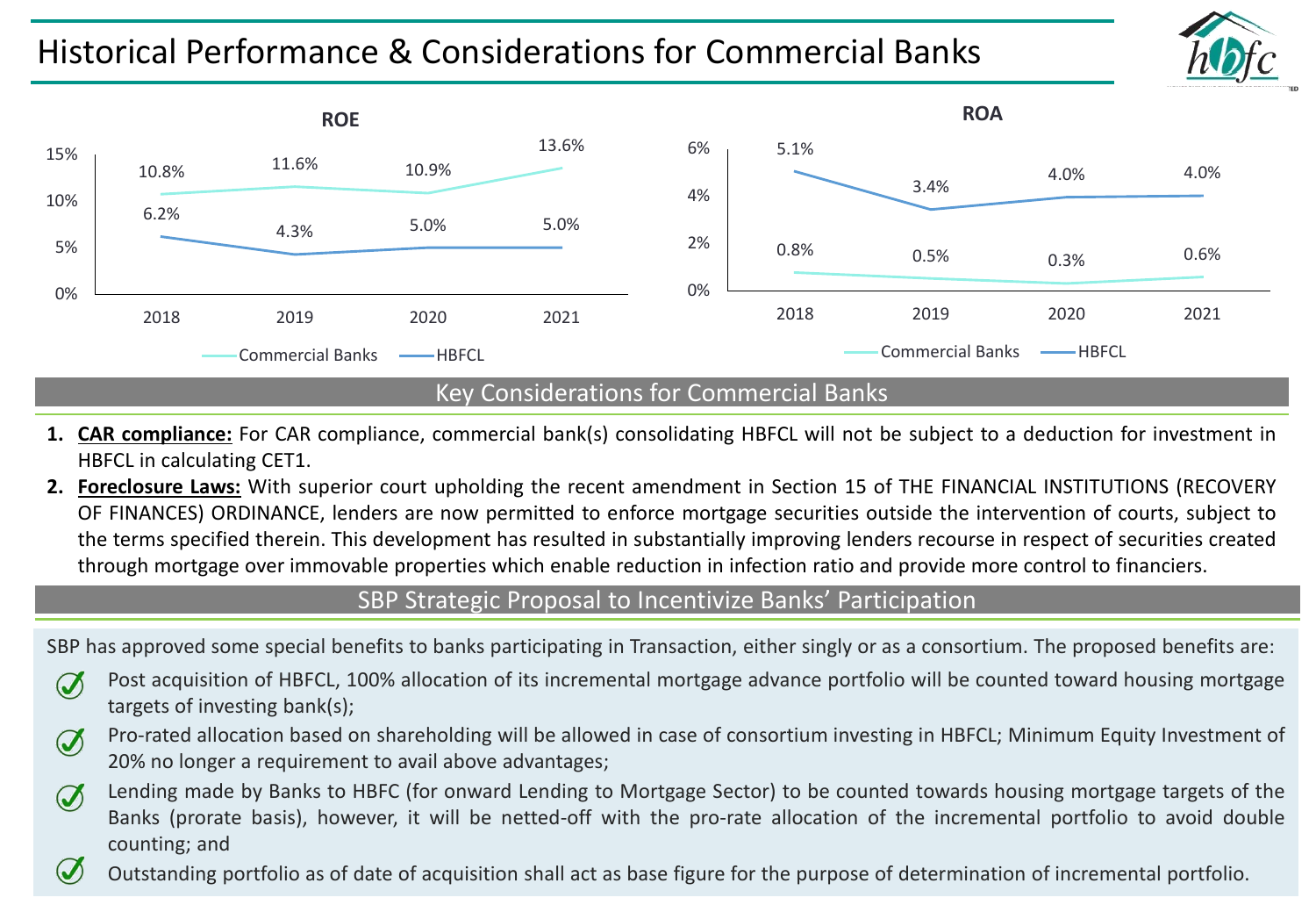# Historical Performance & Considerations for Commercial Banks

**ROE**

| Year | Commercial Banks | HBFCL |
|---|---|---|
| 2018 | 10.8% | 6.2% |
| 2019 | 11.6% | 4.3% |
| 2020 | 10.9% | 5.0% |
| 2021 | 13.6% | 5.0% |

**ROA**

| Year | Commercial Banks | HBFCL |
|---|---|---|
| 2018 | 0.8% | 5.1% |
| 2019 | 0.5% | 3.4% |
| 2020 | 0.3% | 4.0% |
| 2021 | 0.6% | 4.0% |

## Key Considerations for Commercial Banks

1. **CAR compliance:** For CAR compliance, commercial bank(s) consolidating HBFCL will not be subject to a deduction for investment in HBFCL in calculating CET1.
2. **Foreclosure Laws:** With superior court upholding the recent amendment in Section 15 of THE FINANCIAL INSTITUTIONS (RECOVERY OF FINANCES) ORDINANCE, lenders are now permitted to enforce mortgage securities outside the intervention of courts, subject to the terms specified therein. This development has resulted in substantially improving lenders recourse in respect of securities created through mortgage over immovable properties which enable reduction in infection ratio and provide more control to financiers.

## SBP Strategic Proposal to Incentivize Banks' Participation

SBP has approved some special benefits to banks participating in Transaction, either singly or as a consortium. The proposed benefits are:

- Post acquisition of HBFCL, 100% allocation of its incremental mortgage advance portfolio will be counted toward housing mortgage targets of investing bank(s);
- Pro-rated allocation based on shareholding will be allowed in case of consortium investing in HBFCL; Minimum Equity Investment of 20% no longer a requirement to avail above advantages;
- Lending made by Banks to HBFC (for onward Lending to Mortgage Sector) to be counted towards housing mortgage targets of the Banks (prorate basis), however, it will be netted-off with the pro-rate allocation of the incremental portfolio to avoid double counting; and
- Outstanding portfolio as of date of acquisition shall act as base figure for the purpose of determination of incremental portfolio.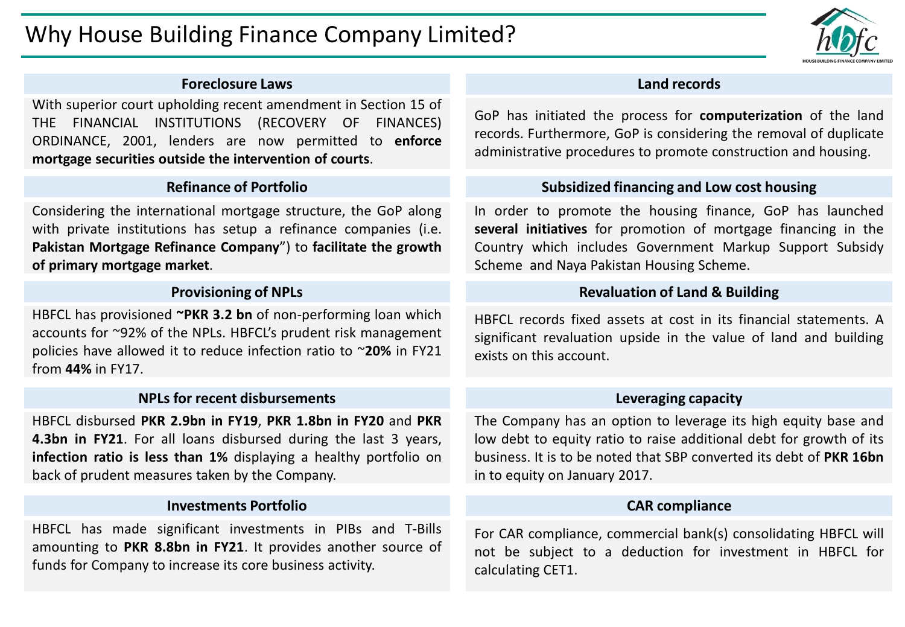# Why House Building Finance Company Limited?

### Foreclosure Laws

With superior court upholding recent amendment in Section 15 of THE FINANCIAL INSTITUTIONS (RECOVERY OF FINANCES) ORDINANCE, 2001, lenders are now permitted to **enforce mortgage securities outside the intervention of courts**.

### Refinance of Portfolio

Considering the international mortgage structure, the GoP along with private institutions has setup a refinance companies (i.e. **Pakistan Mortgage Refinance Company**") to **facilitate the growth of primary mortgage market**.

### Provisioning of NPLs

HBFCL has provisioned **~PKR 3.2 bn** of non-performing loan which accounts for ~92% of the NPLs. HBFCL's prudent risk management policies have allowed it to reduce infection ratio to ~**20%** in FY21 from **44%** in FY17.

### NPLs for recent disbursements

HBFCL disbursed **PKR 2.9bn in FY19**, **PKR 1.8bn in FY20** and **PKR 4.3bn in FY21**. For all loans disbursed during the last 3 years, **infection ratio is less than 1%** displaying a healthy portfolio on back of prudent measures taken by the Company.

### Investments Portfolio

HBFCL has made significant investments in PIBs and T-Bills amounting to **PKR 8.8bn in FY21**. It provides another source of funds for Company to increase its core business activity.

### Land records

GoP has initiated the process for **computerization** of the land records. Furthermore, GoP is considering the removal of duplicate administrative procedures to promote construction and housing.

### Subsidized financing and Low cost housing

In order to promote the housing finance, GoP has launched **several initiatives** for promotion of mortgage financing in the Country which includes Government Markup Support Subsidy Scheme and Naya Pakistan Housing Scheme.

### Revaluation of Land & Building

HBFCL records fixed assets at cost in its financial statements. A significant revaluation upside in the value of land and building exists on this account.

### Leveraging capacity

The Company has an option to leverage its high equity base and low debt to equity ratio to raise additional debt for growth of its business. It is to be noted that SBP converted its debt of **PKR 16bn** in to equity on January 2017.

### CAR compliance

For CAR compliance, commercial bank(s) consolidating HBFCL will not be subject to a deduction for investment in HBFCL for calculating CET1.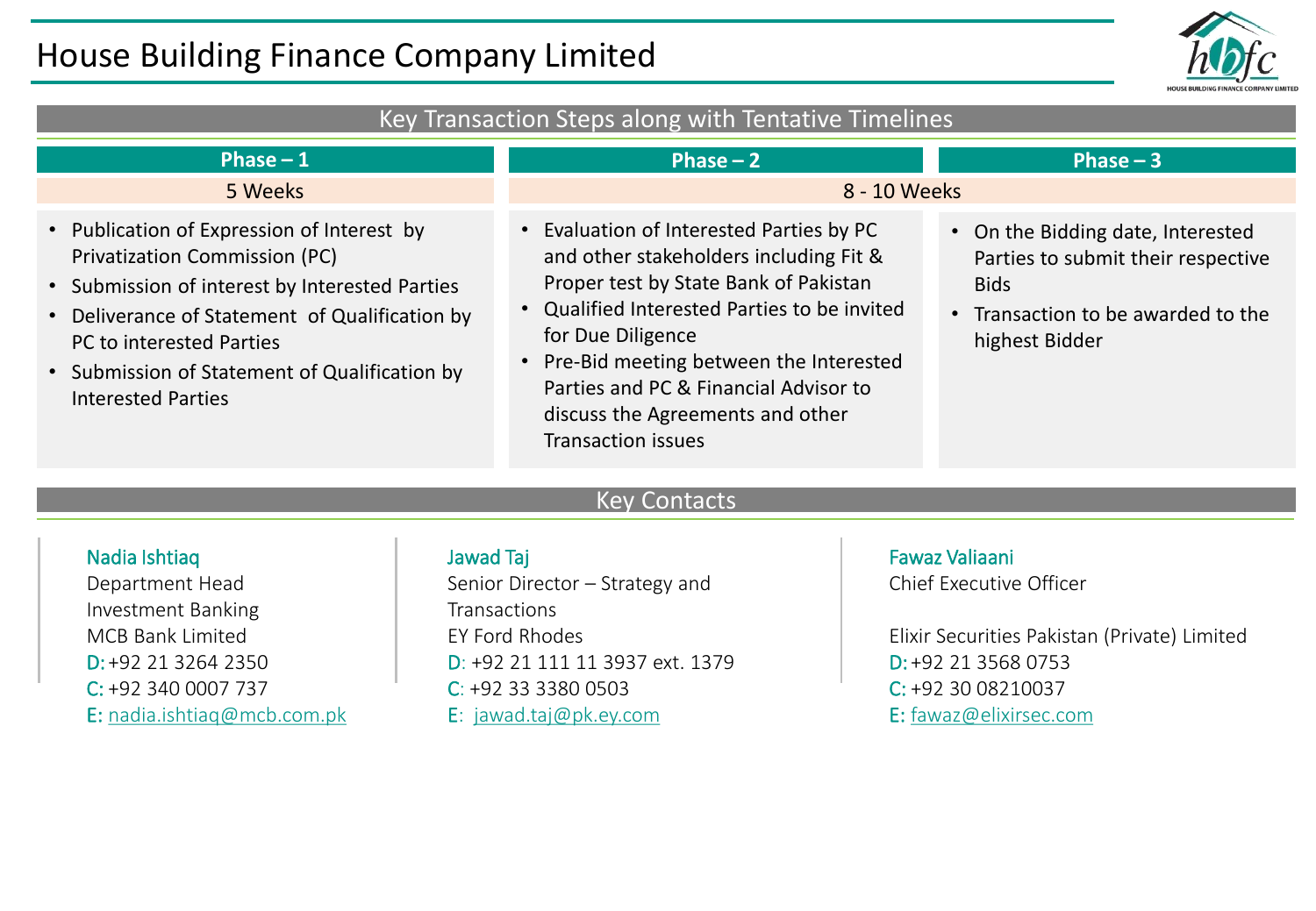# House Building Finance Company Limited

## Key Transaction Steps along with Tentative Timelines

| Phase – 1 | Phase – 2 | Phase – 3 |
|---|---|---|
| 5 Weeks | 8 - 10 Weeks | |
| • Publication of Expression of Interest by Privatization Commission (PC)<br>• Submission of interest by Interested Parties<br>• Deliverance of Statement of Qualification by PC to interested Parties<br>• Submission of Statement of Qualification by Interested Parties | • Evaluation of Interested Parties by PC and other stakeholders including Fit & Proper test by State Bank of Pakistan<br>• Qualified Interested Parties to be invited for Due Diligence<br>• Pre-Bid meeting between the Interested Parties and PC & Financial Advisor to discuss the Agreements and other Transaction issues | • On the Bidding date, Interested Parties to submit their respective Bids<br>• Transaction to be awarded to the highest Bidder |

## Key Contacts

**Nadia Ishtiaq**
Department Head
Investment Banking
MCB Bank Limited
D: +92 21 3264 2350
C: +92 340 0007 737
E: nadia.ishtiaq@mcb.com.pk

**Jawad Taj**
Senior Director – Strategy and Transactions
EY Ford Rhodes
D: +92 21 111 11 3937 ext. 1379
C: +92 33 3380 0503
E: jawad.taj@pk.ey.com

**Fawaz Valiaani**
Chief Executive Officer

Elixir Securities Pakistan (Private) Limited
D: +92 21 3568 0753
C: +92 30 08210037
E: fawaz@elixirsec.com